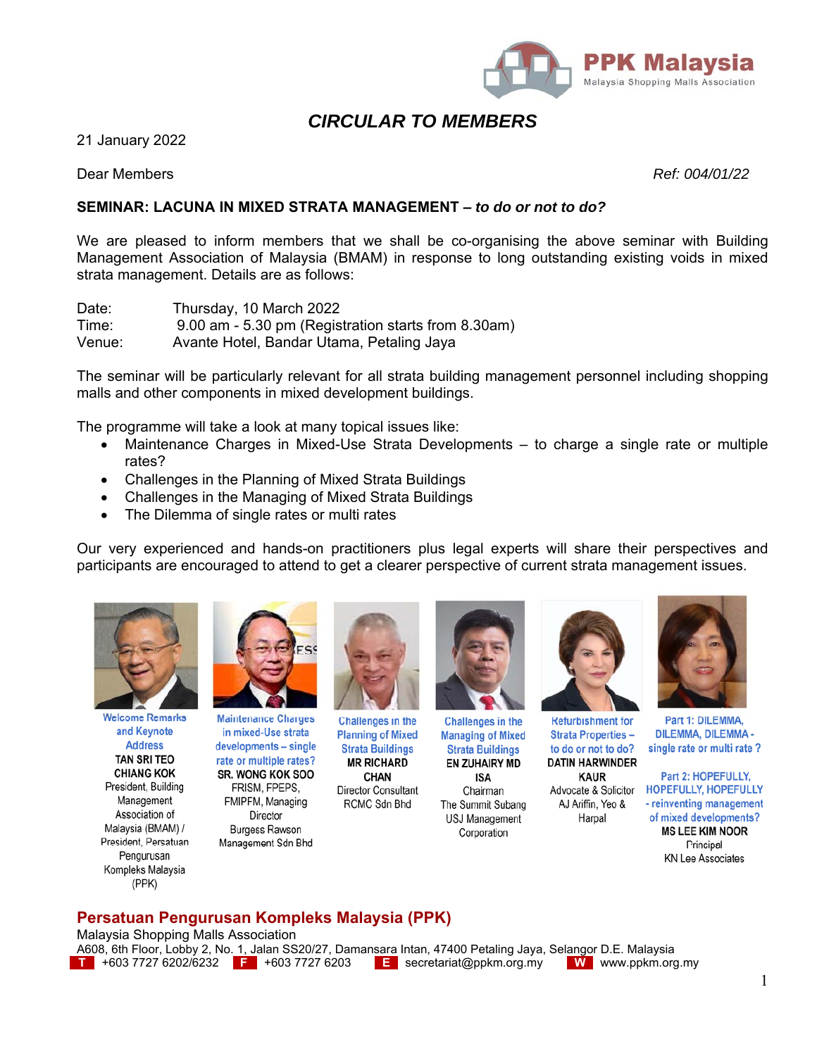PPK Malaysia
Malaysia Shopping Malls Association

# *CIRCULAR TO MEMBERS*

21 January 2022

Dear Members

*Ref: 004/01/22*

**SEMINAR: LACUNA IN MIXED STRATA MANAGEMENT – *to do or not to do?***

We are pleased to inform members that we shall be co-organising the above seminar with Building Management Association of Malaysia (BMAM) in response to long outstanding existing voids in mixed strata management. Details are as follows:

Date: Thursday, 10 March 2022
Time: 9.00 am - 5.30 pm (Registration starts from 8.30am)
Venue: Avante Hotel, Bandar Utama, Petaling Jaya

The seminar will be particularly relevant for all strata building management personnel including shopping malls and other components in mixed development buildings.

The programme will take a look at many topical issues like:

- Maintenance Charges in Mixed-Use Strata Developments – to charge a single rate or multiple rates?
- Challenges in the Planning of Mixed Strata Buildings
- Challenges in the Managing of Mixed Strata Buildings
- The Dilemma of single rates or multi rates

Our very experienced and hands-on practitioners plus legal experts will share their perspectives and participants are encouraged to attend to get a clearer perspective of current strata management issues.

Welcome Remarks and Keynote Address
**TAN SRI TEO CHIANG KOK**
President, Building Management Association of Malaysia (BMAM) / President, Persatuan Pengurusan Kompleks Malaysia (PPK)

Maintenance Charges in mixed-Use strata developments – single rate or multiple rates?
**SR. WONG KOK SOO**
FRISM, FPEPS, FMIPFM, Managing Director
Burgess Rawson Management Sdn Bhd

Challenges in the Planning of Mixed Strata Buildings
**MR RICHARD CHAN**
Director Consultant
RCMC Sdn Bhd

Challenges in the Managing of Mixed Strata Buildings
**EN ZUHAIRY MD ISA**
Chairman
The Summit Subang USJ Management Corporation

Refurbishment for Strata Properties – to do or not to do?
**DATIN HARWINDER KAUR**
Advocate & Solicitor
AJ Ariffin, Yeo & Harpal

Part 1: DILEMMA, DILEMMA, DILEMMA - single rate or multi rate ?

Part 2: HOPEFULLY, HOPEFULLY, HOPEFULLY - reinventing management of mixed developments?
**MS LEE KIM NOOR**
Principal
KN Lee Associates

**Persatuan Pengurusan Kompleks Malaysia (PPK)**
Malaysia Shopping Malls Association
A608, 6th Floor, Lobby 2, No. 1, Jalan SS20/27, Damansara Intan, 47400 Petaling Jaya, Selangor D.E. Malaysia
T +603 7727 6202/6232 F +603 7727 6203 E secretariat@ppkm.org.my W www.ppkm.org.my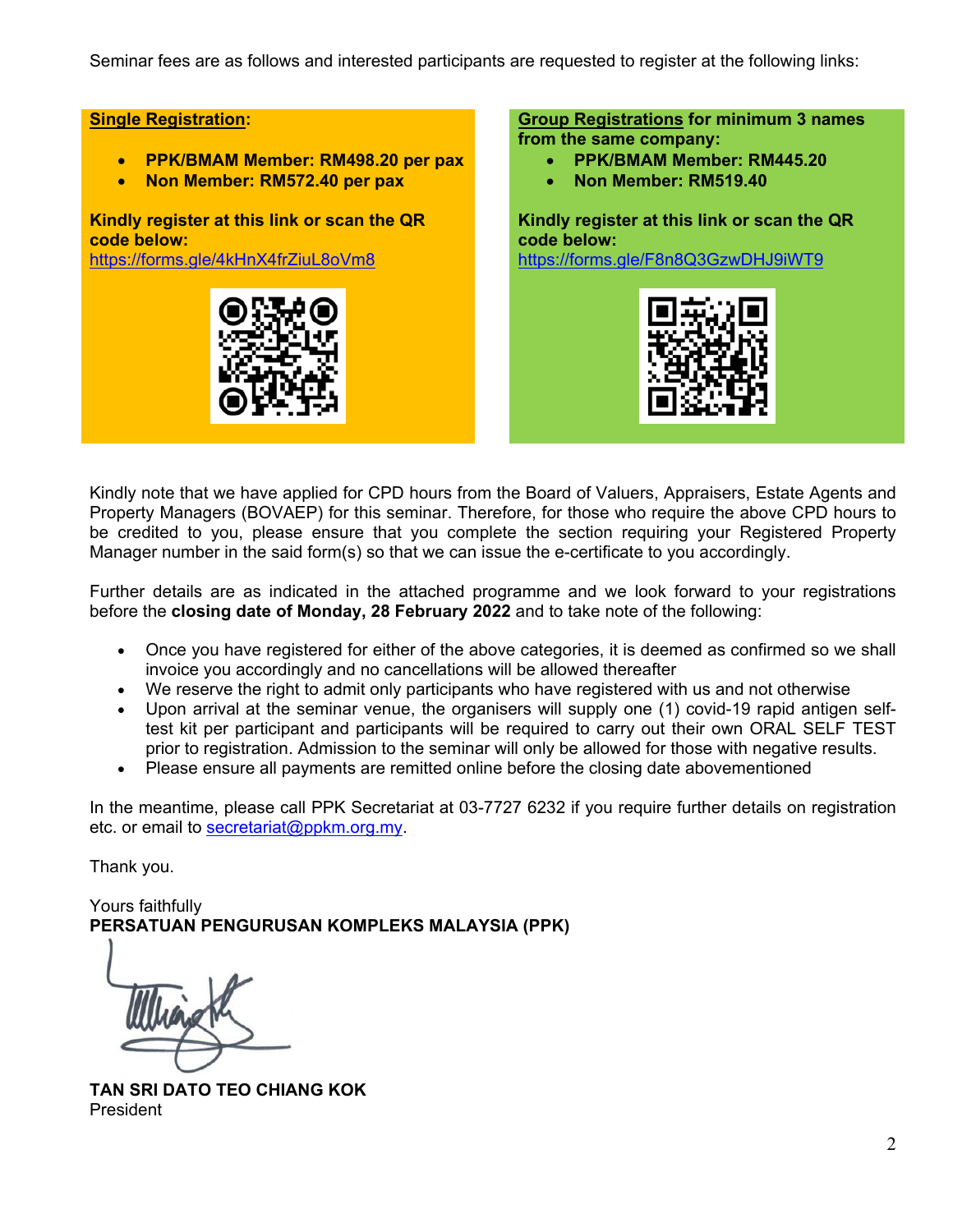Seminar fees are as follows and interested participants are requested to register at the following links:

**Single Registration:**

- **PPK/BMAM Member: RM498.20 per pax**
- **Non Member: RM572.40 per pax**

**Kindly register at this link or scan the QR code below:**
https://forms.gle/4kHnX4frZiuL8oVm8

**Group Registrations for minimum 3 names from the same company:**

- **PPK/BMAM Member: RM445.20**
- **Non Member: RM519.40**

**Kindly register at this link or scan the QR code below:**
https://forms.gle/F8n8Q3GzwDHJ9iWT9

Kindly note that we have applied for CPD hours from the Board of Valuers, Appraisers, Estate Agents and Property Managers (BOVAEP) for this seminar. Therefore, for those who require the above CPD hours to be credited to you, please ensure that you complete the section requiring your Registered Property Manager number in the said form(s) so that we can issue the e-certificate to you accordingly.

Further details are as indicated in the attached programme and we look forward to your registrations before the **closing date of Monday, 28 February 2022** and to take note of the following:

- Once you have registered for either of the above categories, it is deemed as confirmed so we shall invoice you accordingly and no cancellations will be allowed thereafter
- We reserve the right to admit only participants who have registered with us and not otherwise
- Upon arrival at the seminar venue, the organisers will supply one (1) covid-19 rapid antigen self-test kit per participant and participants will be required to carry out their own ORAL SELF TEST prior to registration. Admission to the seminar will only be allowed for those with negative results.
- Please ensure all payments are remitted online before the closing date abovementioned

In the meantime, please call PPK Secretariat at 03-7727 6232 if you require further details on registration etc. or email to secretariat@ppkm.org.my.

Thank you.

Yours faithfully
**PERSATUAN PENGURUSAN KOMPLEKS MALAYSIA (PPK)**

**TAN SRI DATO TEO CHIANG KOK**
President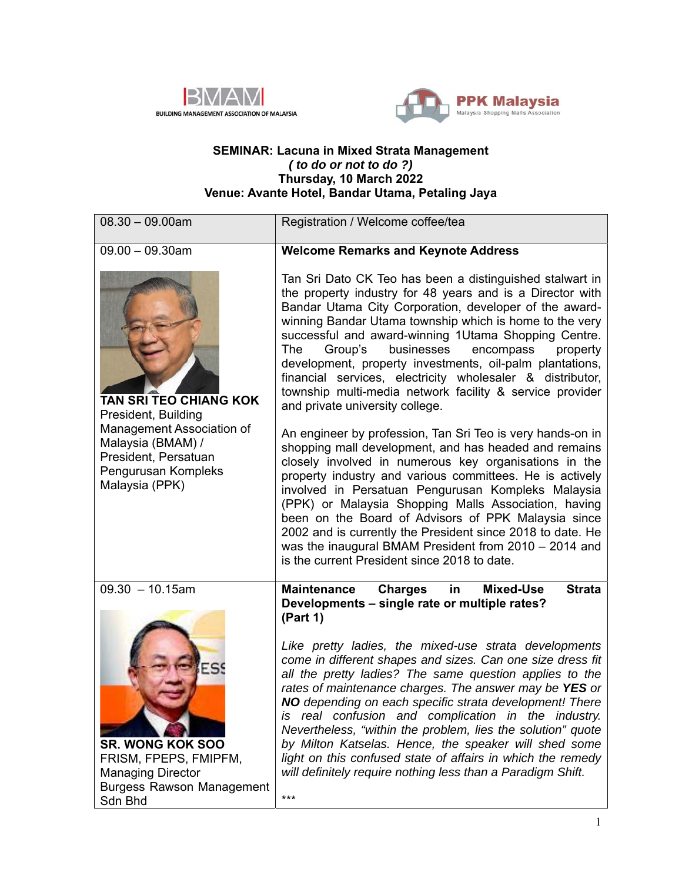BMAM BUILDING MANAGEMENT ASSOCIATION OF MALAYSIA

PPK Malaysia Malaysia Shopping Malls Association

**SEMINAR: Lacuna in Mixed Strata Management**
***( to do or not to do ?)***
**Thursday, 10 March 2022**
**Venue: Avante Hotel, Bandar Utama, Petaling Jaya**

| | |
|---|---|
| 08.30 – 09.00am | Registration / Welcome coffee/tea |
| 09.00 – 09.30am<br><br>**TAN SRI TEO CHIANG KOK**<br>President, Building Management Association of Malaysia (BMAM) / President, Persatuan Pengurusan Kompleks Malaysia (PPK) | **Welcome Remarks and Keynote Address**<br><br>Tan Sri Dato CK Teo has been a distinguished stalwart in the property industry for 48 years and is a Director with Bandar Utama City Corporation, developer of the award-winning Bandar Utama township which is home to the very successful and award-winning 1Utama Shopping Centre. The Group's businesses encompass property development, property investments, oil-palm plantations, financial services, electricity wholesaler & distributor, township multi-media network facility & service provider and private university college.<br><br>An engineer by profession, Tan Sri Teo is very hands-on in shopping mall development, and has headed and remains closely involved in numerous key organisations in the property industry and various committees. He is actively involved in Persatuan Pengurusan Kompleks Malaysia (PPK) or Malaysia Shopping Malls Association, having been on the Board of Advisors of PPK Malaysia since 2002 and is currently the President since 2018 to date. He was the inaugural BMAM President from 2010 – 2014 and is the current President since 2018 to date. |
| 09.30 – 10.15am<br><br>**SR. WONG KOK SOO**<br>FRISM, FPEPS, FMIPFM, Managing Director<br>Burgess Rawson Management Sdn Bhd | **Maintenance Charges in Mixed-Use Strata Developments – single rate or multiple rates? (Part 1)**<br><br>*Like pretty ladies, the mixed-use strata developments come in different shapes and sizes. Can one size dress fit all the pretty ladies? The same question applies to the rates of maintenance charges. The answer may be **YES** or **NO** depending on each specific strata development! There is real confusion and complication in the industry. Nevertheless, "within the problem, lies the solution" quote by Milton Katselas. Hence, the speaker will shed some light on this confused state of affairs in which the remedy will definitely require nothing less than a Paradigm Shift.*<br><br>*** |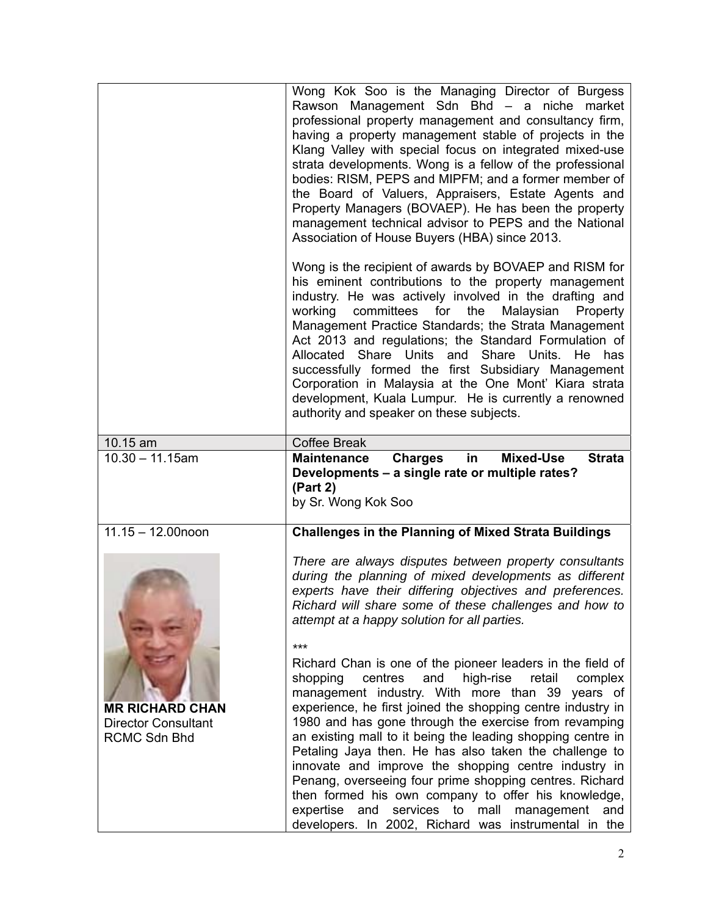| | |
|---|---|
| | Wong Kok Soo is the Managing Director of Burgess Rawson Management Sdn Bhd – a niche market professional property management and consultancy firm, having a property management stable of projects in the Klang Valley with special focus on integrated mixed-use strata developments. Wong is a fellow of the professional bodies: RISM, PEPS and MIPFM; and a former member of the Board of Valuers, Appraisers, Estate Agents and Property Managers (BOVAEP). He has been the property management technical advisor to PEPS and the National Association of House Buyers (HBA) since 2013.<br><br>Wong is the recipient of awards by BOVAEP and RISM for his eminent contributions to the property management industry. He was actively involved in the drafting and working committees for the Malaysian Property Management Practice Standards; the Strata Management Act 2013 and regulations; the Standard Formulation of Allocated Share Units and Share Units. He has successfully formed the first Subsidiary Management Corporation in Malaysia at the One Mont' Kiara strata development, Kuala Lumpur. He is currently a renowned authority and speaker on these subjects. |
| 10.15 am | Coffee Break |
| 10.30 – 11.15am | **Maintenance Charges in Mixed-Use Strata Developments – a single rate or multiple rates? (Part 2)**<br>by Sr. Wong Kok Soo |
| 11.15 – 12.00noon<br><br>**MR RICHARD CHAN**<br>Director Consultant<br>RCMC Sdn Bhd | **Challenges in the Planning of Mixed Strata Buildings**<br><br>*There are always disputes between property consultants during the planning of mixed developments as different experts have their differing objectives and preferences. Richard will share some of these challenges and how to attempt at a happy solution for all parties.*<br><br>***<br><br>Richard Chan is one of the pioneer leaders in the field of shopping centres and high-rise retail complex management industry. With more than 39 years of experience, he first joined the shopping centre industry in 1980 and has gone through the exercise from revamping an existing mall to it being the leading shopping centre in Petaling Jaya then. He has also taken the challenge to innovate and improve the shopping centre industry in Penang, overseeing four prime shopping centres. Richard then formed his own company to offer his knowledge, expertise and services to mall management and developers. In 2002, Richard was instrumental in the |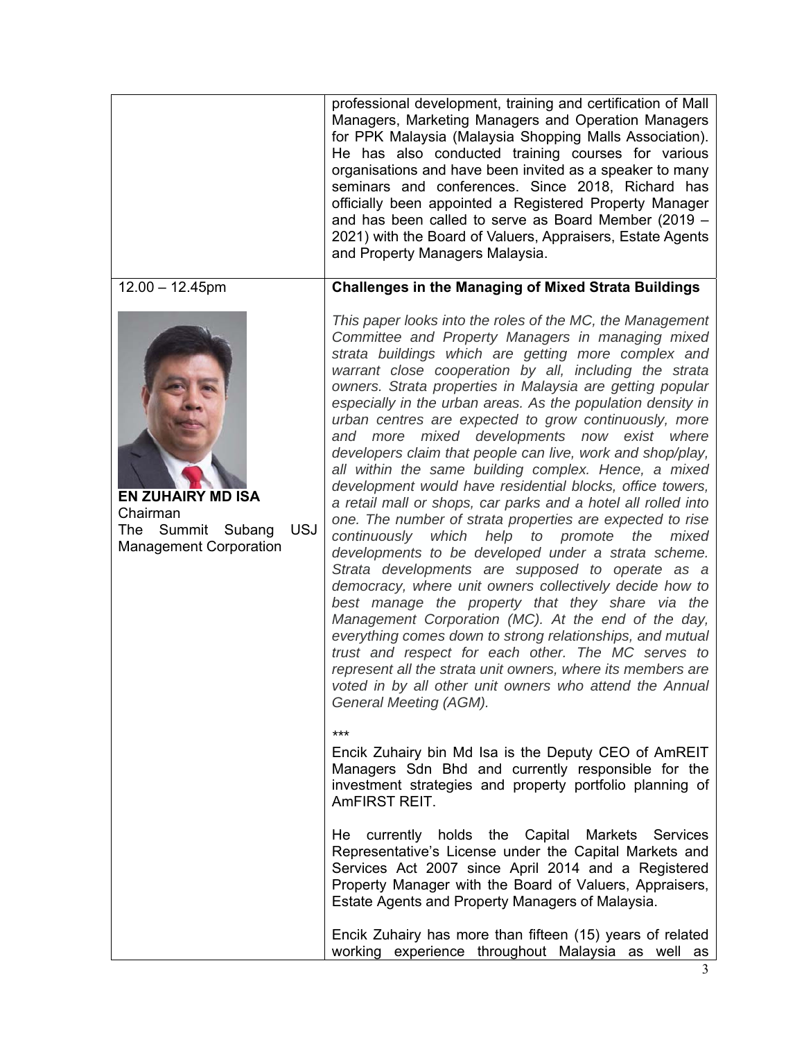| | |
|---|---|
| | professional development, training and certification of Mall Managers, Marketing Managers and Operation Managers for PPK Malaysia (Malaysia Shopping Malls Association). He has also conducted training courses for various organisations and have been invited as a speaker to many seminars and conferences. Since 2018, Richard has officially been appointed a Registered Property Manager and has been called to serve as Board Member (2019 – 2021) with the Board of Valuers, Appraisers, Estate Agents and Property Managers Malaysia. |
| 12.00 – 12.45pm<br><br>**EN ZUHAIRY MD ISA**<br>Chairman<br>The Summit Subang USJ Management Corporation | **Challenges in the Managing of Mixed Strata Buildings**<br><br>*This paper looks into the roles of the MC, the Management Committee and Property Managers in managing mixed strata buildings which are getting more complex and warrant close cooperation by all, including the strata owners. Strata properties in Malaysia are getting popular especially in the urban areas. As the population density in urban centres are expected to grow continuously, more and more mixed developments now exist where developers claim that people can live, work and shop/play, all within the same building complex. Hence, a mixed development would have residential blocks, office towers, a retail mall or shops, car parks and a hotel all rolled into one. The number of strata properties are expected to rise continuously which help to promote the mixed developments to be developed under a strata scheme. Strata developments are supposed to operate as a democracy, where unit owners collectively decide how to best manage the property that they share via the Management Corporation (MC). At the end of the day, everything comes down to strong relationships, and mutual trust and respect for each other. The MC serves to represent all the strata unit owners, where its members are voted in by all other unit owners who attend the Annual General Meeting (AGM).*<br><br>***<br>Encik Zuhairy bin Md Isa is the Deputy CEO of AmREIT Managers Sdn Bhd and currently responsible for the investment strategies and property portfolio planning of AmFIRST REIT.<br><br>He currently holds the Capital Markets Services Representative's License under the Capital Markets and Services Act 2007 since April 2014 and a Registered Property Manager with the Board of Valuers, Appraisers, Estate Agents and Property Managers of Malaysia.<br><br>Encik Zuhairy has more than fifteen (15) years of related working experience throughout Malaysia as well as |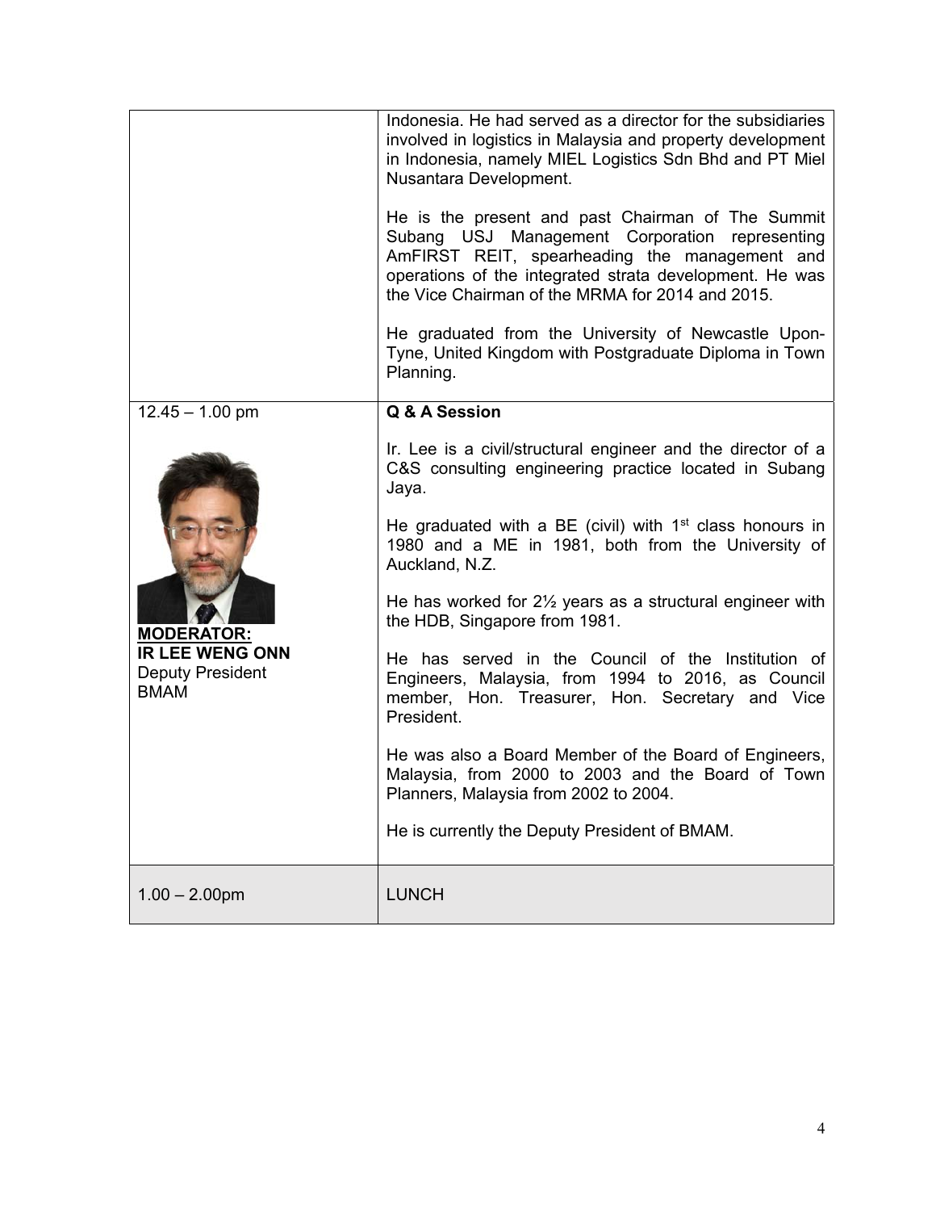| | |
|---|---|
| | Indonesia. He had served as a director for the subsidiaries involved in logistics in Malaysia and property development in Indonesia, namely MIEL Logistics Sdn Bhd and PT Miel Nusantara Development.<br><br>He is the present and past Chairman of The Summit Subang USJ Management Corporation representing AmFIRST REIT, spearheading the management and operations of the integrated strata development. He was the Vice Chairman of the MRMA for 2014 and 2015.<br><br>He graduated from the University of Newcastle Upon-Tyne, United Kingdom with Postgraduate Diploma in Town Planning. |
| 12.45 – 1.00 pm<br><br>**<u>MODERATOR:</u>**<br>**IR LEE WENG ONN**<br>Deputy President<br>BMAM | **Q & A Session**<br><br>Ir. Lee is a civil/structural engineer and the director of a C&S consulting engineering practice located in Subang Jaya.<br><br>He graduated with a BE (civil) with 1st class honours in 1980 and a ME in 1981, both from the University of Auckland, N.Z.<br><br>He has worked for 2½ years as a structural engineer with the HDB, Singapore from 1981.<br><br>He has served in the Council of the Institution of Engineers, Malaysia, from 1994 to 2016, as Council member, Hon. Treasurer, Hon. Secretary and Vice President.<br><br>He was also a Board Member of the Board of Engineers, Malaysia, from 2000 to 2003 and the Board of Town Planners, Malaysia from 2002 to 2004.<br><br>He is currently the Deputy President of BMAM. |
| 1.00 – 2.00pm | LUNCH |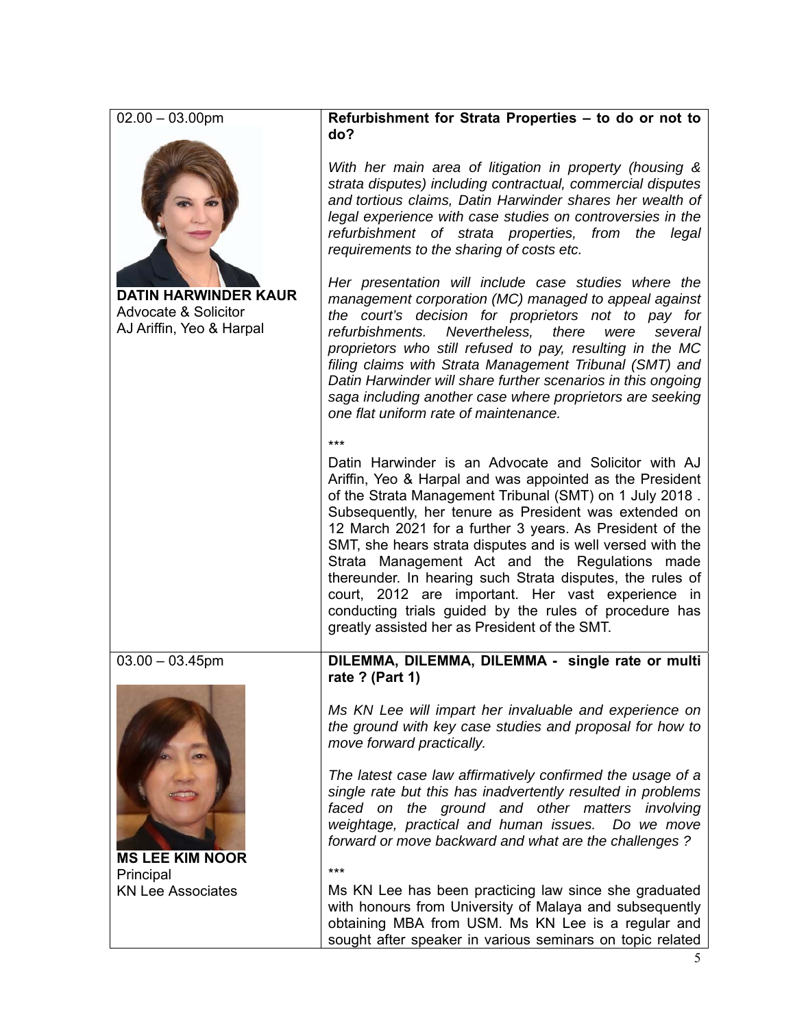| | |
|---|---|
| 02.00 – 03.00pm<br><br>**DATIN HARWINDER KAUR**<br>Advocate & Solicitor<br>AJ Ariffin, Yeo & Harpal | **Refurbishment for Strata Properties – to do or not to do?**<br><br>*With her main area of litigation in property (housing & strata disputes) including contractual, commercial disputes and tortious claims, Datin Harwinder shares her wealth of legal experience with case studies on controversies in the refurbishment of strata properties, from the legal requirements to the sharing of costs etc.*<br><br>*Her presentation will include case studies where the management corporation (MC) managed to appeal against the court's decision for proprietors not to pay for refurbishments. Nevertheless, there were several proprietors who still refused to pay, resulting in the MC filing claims with Strata Management Tribunal (SMT) and Datin Harwinder will share further scenarios in this ongoing saga including another case where proprietors are seeking one flat uniform rate of maintenance.*<br><br>\*\*\*<br><br>Datin Harwinder is an Advocate and Solicitor with AJ Ariffin, Yeo & Harpal and was appointed as the President of the Strata Management Tribunal (SMT) on 1 July 2018 . Subsequently, her tenure as President was extended on 12 March 2021 for a further 3 years. As President of the SMT, she hears strata disputes and is well versed with the Strata Management Act and the Regulations made thereunder. In hearing such Strata disputes, the rules of court, 2012 are important. Her vast experience in conducting trials guided by the rules of procedure has greatly assisted her as President of the SMT. |
| 03.00 – 03.45pm<br><br>**MS LEE KIM NOOR**<br>Principal<br>KN Lee Associates | **DILEMMA, DILEMMA, DILEMMA - single rate or multi rate ? (Part 1)**<br><br>*Ms KN Lee will impart her invaluable and experience on the ground with key case studies and proposal for how to move forward practically.*<br><br>*The latest case law affirmatively confirmed the usage of a single rate but this has inadvertently resulted in problems faced on the ground and other matters involving weightage, practical and human issues. Do we move forward or move backward and what are the challenges ?*<br><br>\*\*\*<br><br>Ms KN Lee has been practicing law since she graduated with honours from University of Malaya and subsequently obtaining MBA from USM. Ms KN Lee is a regular and sought after speaker in various seminars on topic related |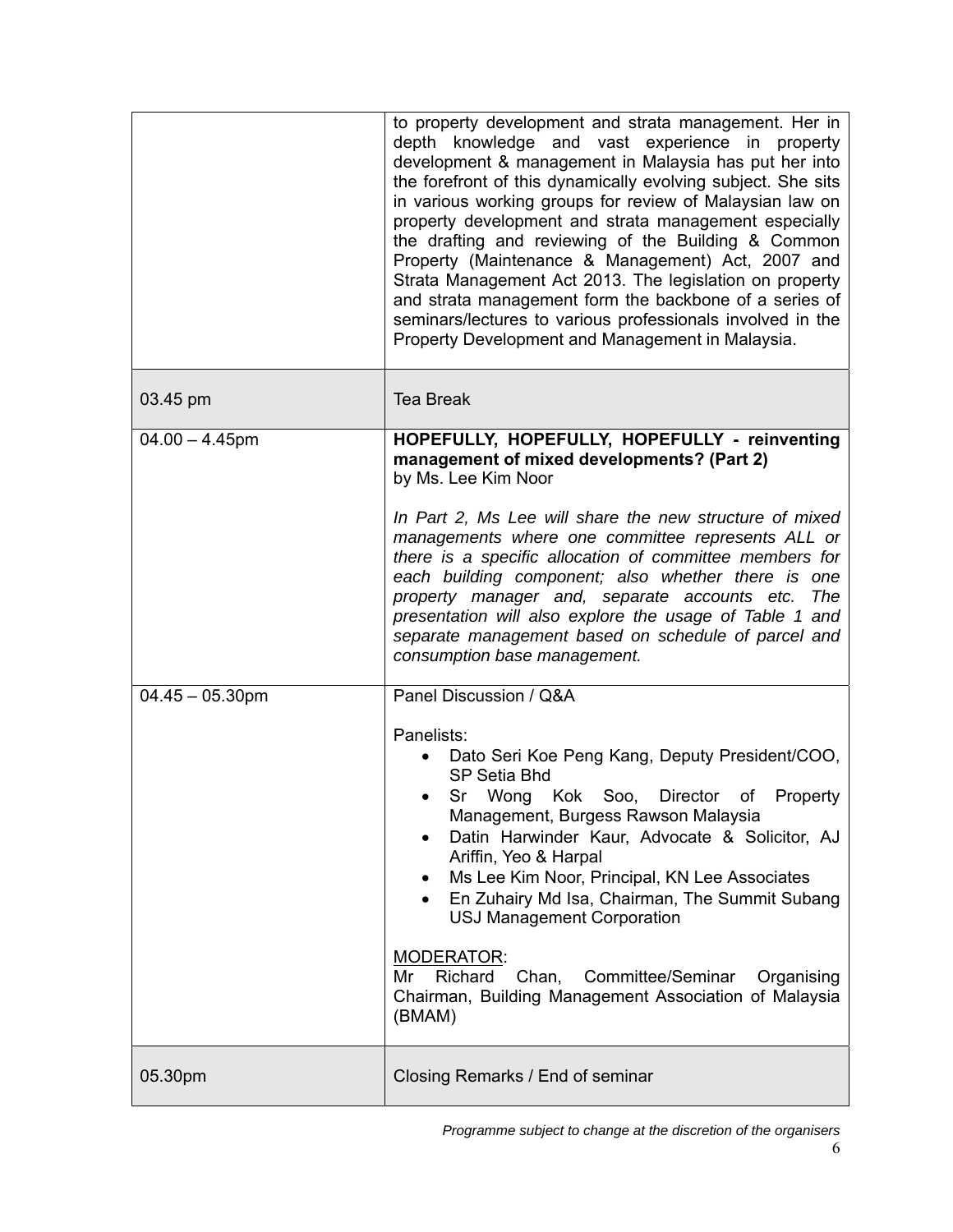| | |
|---|---|
| | to property development and strata management. Her in depth knowledge and vast experience in property development & management in Malaysia has put her into the forefront of this dynamically evolving subject. She sits in various working groups for review of Malaysian law on property development and strata management especially the drafting and reviewing of the Building & Common Property (Maintenance & Management) Act, 2007 and Strata Management Act 2013. The legislation on property and strata management form the backbone of a series of seminars/lectures to various professionals involved in the Property Development and Management in Malaysia. |
| 03.45 pm | Tea Break |
| 04.00 – 4.45pm | **HOPEFULLY, HOPEFULLY, HOPEFULLY - reinventing management of mixed developments? (Part 2)**<br>by Ms. Lee Kim Noor<br><br>*In Part 2, Ms Lee will share the new structure of mixed managements where one committee represents ALL or there is a specific allocation of committee members for each building component; also whether there is one property manager and, separate accounts etc. The presentation will also explore the usage of Table 1 and separate management based on schedule of parcel and consumption base management.* |
| 04.45 – 05.30pm | Panel Discussion / Q&A<br><br>Panelists:<br>• Dato Seri Koe Peng Kang, Deputy President/COO, SP Setia Bhd<br>• Sr Wong Kok Soo, Director of Property Management, Burgess Rawson Malaysia<br>• Datin Harwinder Kaur, Advocate & Solicitor, AJ Ariffin, Yeo & Harpal<br>• Ms Lee Kim Noor, Principal, KN Lee Associates<br>• En Zuhairy Md Isa, Chairman, The Summit Subang USJ Management Corporation<br><br><u>MODERATOR</u>:<br>Mr Richard Chan, Committee/Seminar Organising Chairman, Building Management Association of Malaysia (BMAM) |
| 05.30pm | Closing Remarks / End of seminar |

*Programme subject to change at the discretion of the organisers*